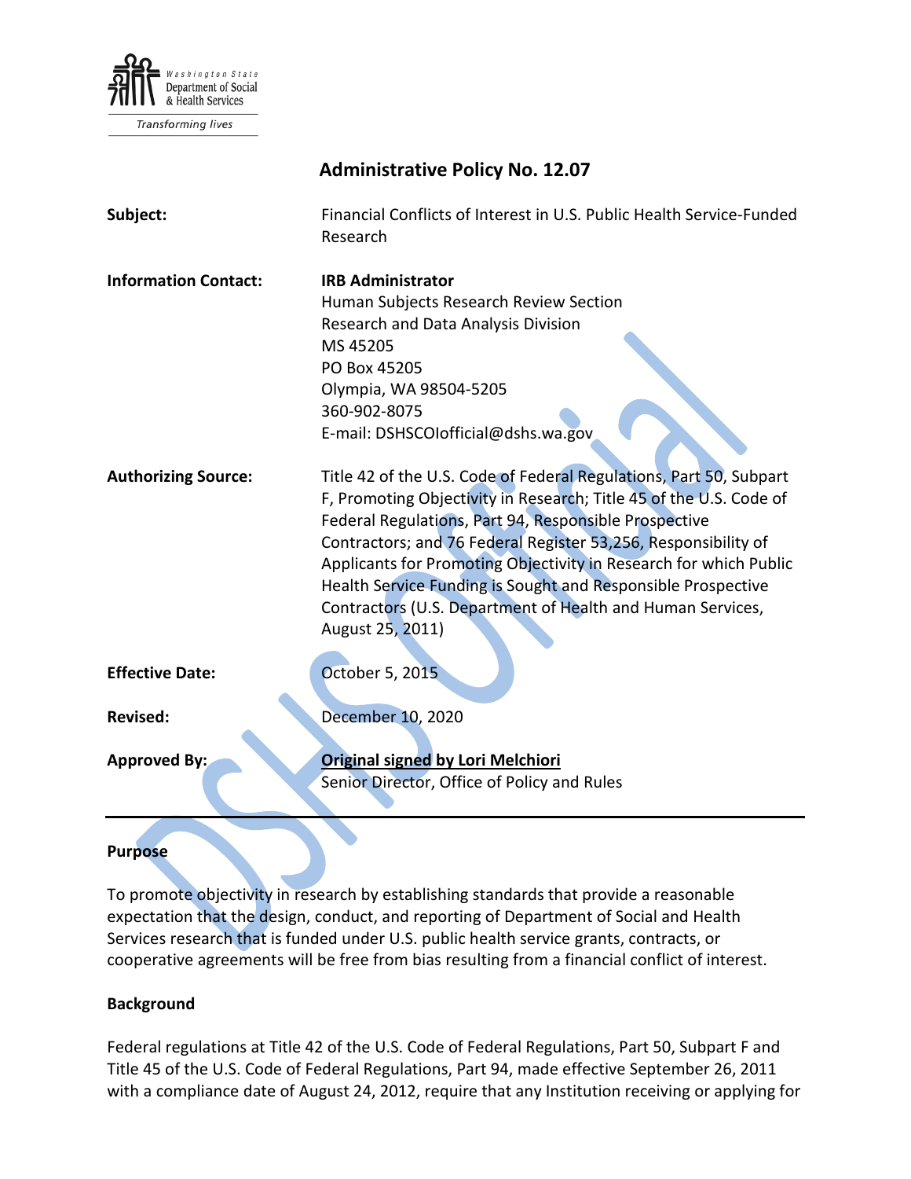Washington State Department of Social & Health Services

*Transforming lives*

# Administrative Policy No. 12.07

**Subject:** Financial Conflicts of Interest in U.S. Public Health Service-Funded Research

**Information Contact:** **IRB Administrator**
Human Subjects Research Review Section
Research and Data Analysis Division
MS 45205
PO Box 45205
Olympia, WA 98504-5205
360-902-8075
E-mail: DSHSCOIofficial@dshs.wa.gov

**Authorizing Source:** Title 42 of the U.S. Code of Federal Regulations, Part 50, Subpart F, Promoting Objectivity in Research; Title 45 of the U.S. Code of Federal Regulations, Part 94, Responsible Prospective Contractors; and 76 Federal Register 53,256, Responsibility of Applicants for Promoting Objectivity in Research for which Public Health Service Funding is Sought and Responsible Prospective Contractors (U.S. Department of Health and Human Services, August 25, 2011)

**Effective Date:** October 5, 2015

**Revised:** December 10, 2020

**Approved By:** **Original signed by Lori Melchiori**
Senior Director, Office of Policy and Rules

---

## Purpose

To promote objectivity in research by establishing standards that provide a reasonable expectation that the design, conduct, and reporting of Department of Social and Health Services research that is funded under U.S. public health service grants, contracts, or cooperative agreements will be free from bias resulting from a financial conflict of interest.

## Background

Federal regulations at Title 42 of the U.S. Code of Federal Regulations, Part 50, Subpart F and Title 45 of the U.S. Code of Federal Regulations, Part 94, made effective September 26, 2011 with a compliance date of August 24, 2012, require that any Institution receiving or applying for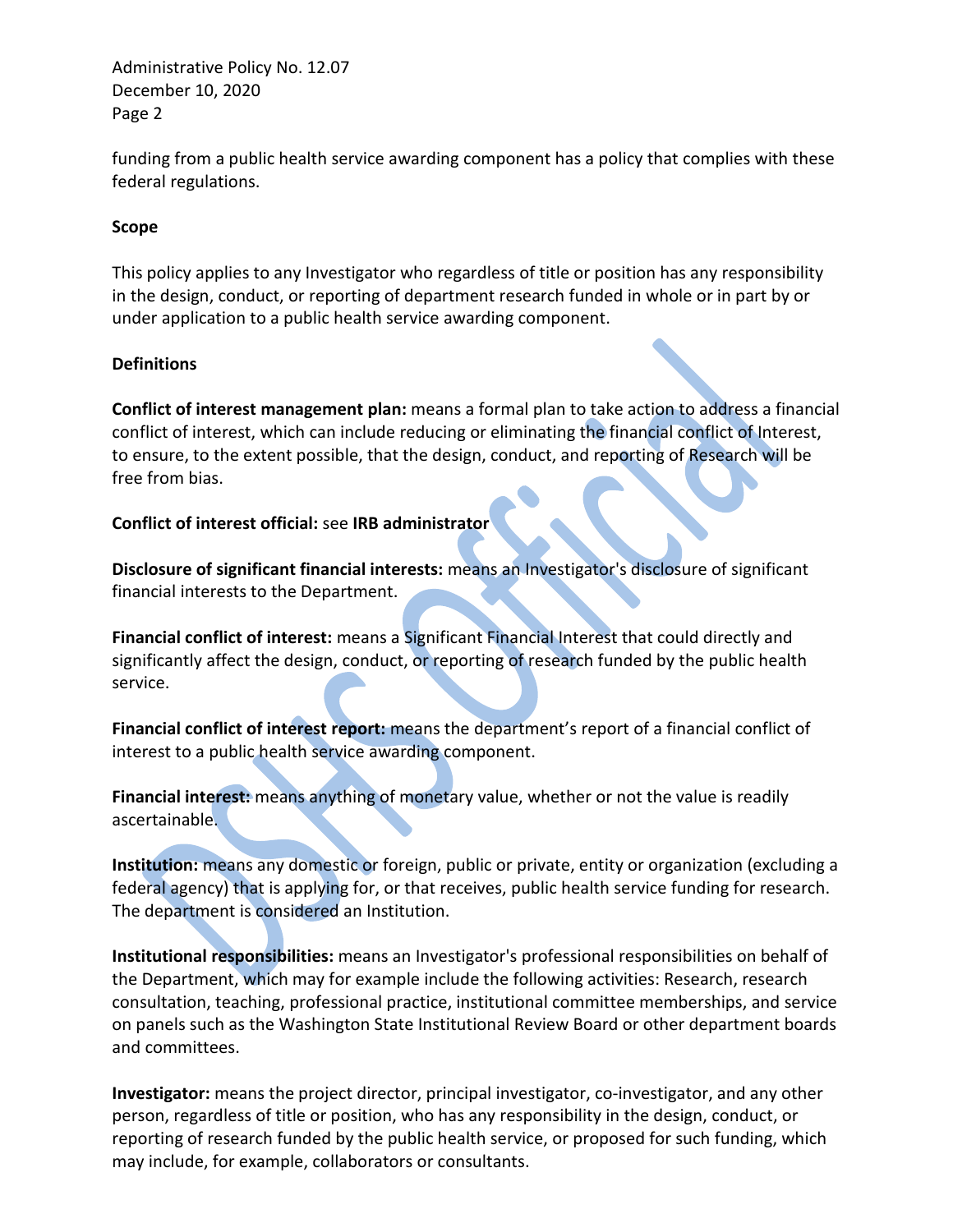funding from a public health service awarding component has a policy that complies with these federal regulations.

**Scope**

This policy applies to any Investigator who regardless of title or position has any responsibility in the design, conduct, or reporting of department research funded in whole or in part by or under application to a public health service awarding component.

**Definitions**

**Conflict of interest management plan:** means a formal plan to take action to address a financial conflict of interest, which can include reducing or eliminating the financial conflict of Interest, to ensure, to the extent possible, that the design, conduct, and reporting of Research will be free from bias.

**Conflict of interest official:** see **IRB administrator**

**Disclosure of significant financial interests:** means an Investigator's disclosure of significant financial interests to the Department.

**Financial conflict of interest:** means a Significant Financial Interest that could directly and significantly affect the design, conduct, or reporting of research funded by the public health service.

**Financial conflict of interest report:** means the department's report of a financial conflict of interest to a public health service awarding component.

**Financial interest:** means anything of monetary value, whether or not the value is readily ascertainable.

**Institution:** means any domestic or foreign, public or private, entity or organization (excluding a federal agency) that is applying for, or that receives, public health service funding for research. The department is considered an Institution.

**Institutional responsibilities:** means an Investigator's professional responsibilities on behalf of the Department, which may for example include the following activities: Research, research consultation, teaching, professional practice, institutional committee memberships, and service on panels such as the Washington State Institutional Review Board or other department boards and committees.

**Investigator:** means the project director, principal investigator, co-investigator, and any other person, regardless of title or position, who has any responsibility in the design, conduct, or reporting of research funded by the public health service, or proposed for such funding, which may include, for example, collaborators or consultants.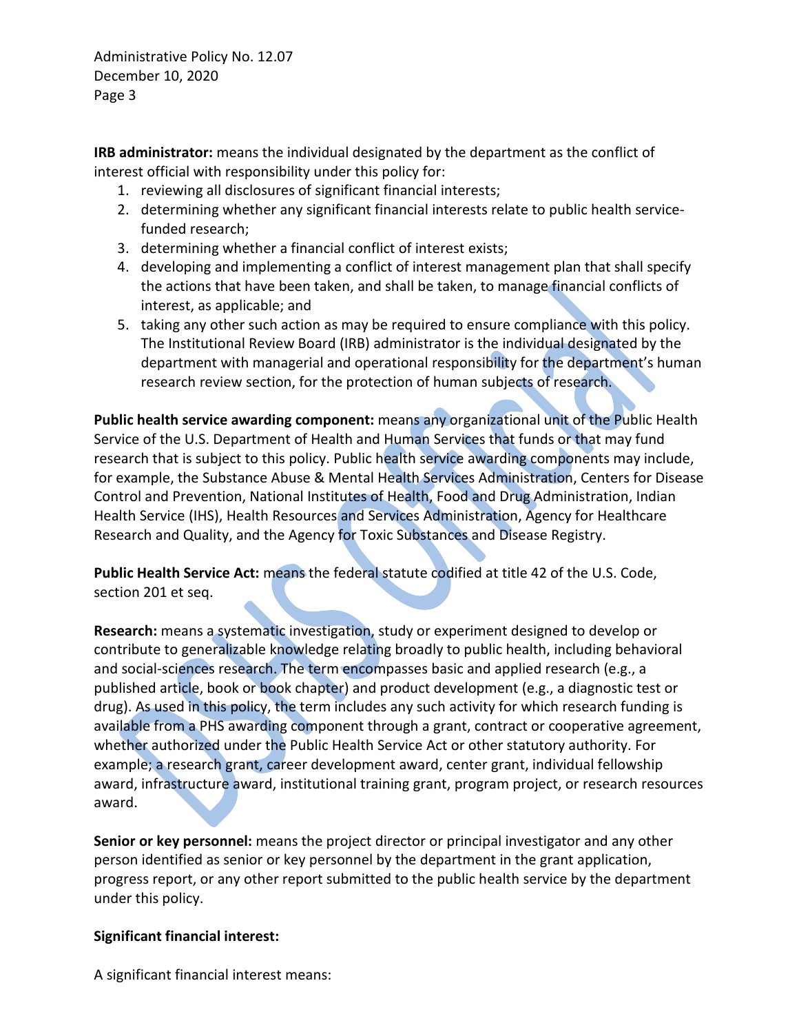**IRB administrator:** means the individual designated by the department as the conflict of interest official with responsibility under this policy for:

1. reviewing all disclosures of significant financial interests;
2. determining whether any significant financial interests relate to public health service-funded research;
3. determining whether a financial conflict of interest exists;
4. developing and implementing a conflict of interest management plan that shall specify the actions that have been taken, and shall be taken, to manage financial conflicts of interest, as applicable; and
5. taking any other such action as may be required to ensure compliance with this policy. The Institutional Review Board (IRB) administrator is the individual designated by the department with managerial and operational responsibility for the department's human research review section, for the protection of human subjects of research.

**Public health service awarding component:** means any organizational unit of the Public Health Service of the U.S. Department of Health and Human Services that funds or that may fund research that is subject to this policy. Public health service awarding components may include, for example, the Substance Abuse & Mental Health Services Administration, Centers for Disease Control and Prevention, National Institutes of Health, Food and Drug Administration, Indian Health Service (IHS), Health Resources and Services Administration, Agency for Healthcare Research and Quality, and the Agency for Toxic Substances and Disease Registry.

**Public Health Service Act:** means the federal statute codified at title 42 of the U.S. Code, section 201 et seq.

**Research:** means a systematic investigation, study or experiment designed to develop or contribute to generalizable knowledge relating broadly to public health, including behavioral and social-sciences research. The term encompasses basic and applied research (e.g., a published article, book or book chapter) and product development (e.g., a diagnostic test or drug). As used in this policy, the term includes any such activity for which research funding is available from a PHS awarding component through a grant, contract or cooperative agreement, whether authorized under the Public Health Service Act or other statutory authority. For example; a research grant, career development award, center grant, individual fellowship award, infrastructure award, institutional training grant, program project, or research resources award.

**Senior or key personnel:** means the project director or principal investigator and any other person identified as senior or key personnel by the department in the grant application, progress report, or any other report submitted to the public health service by the department under this policy.

**Significant financial interest:**

A significant financial interest means: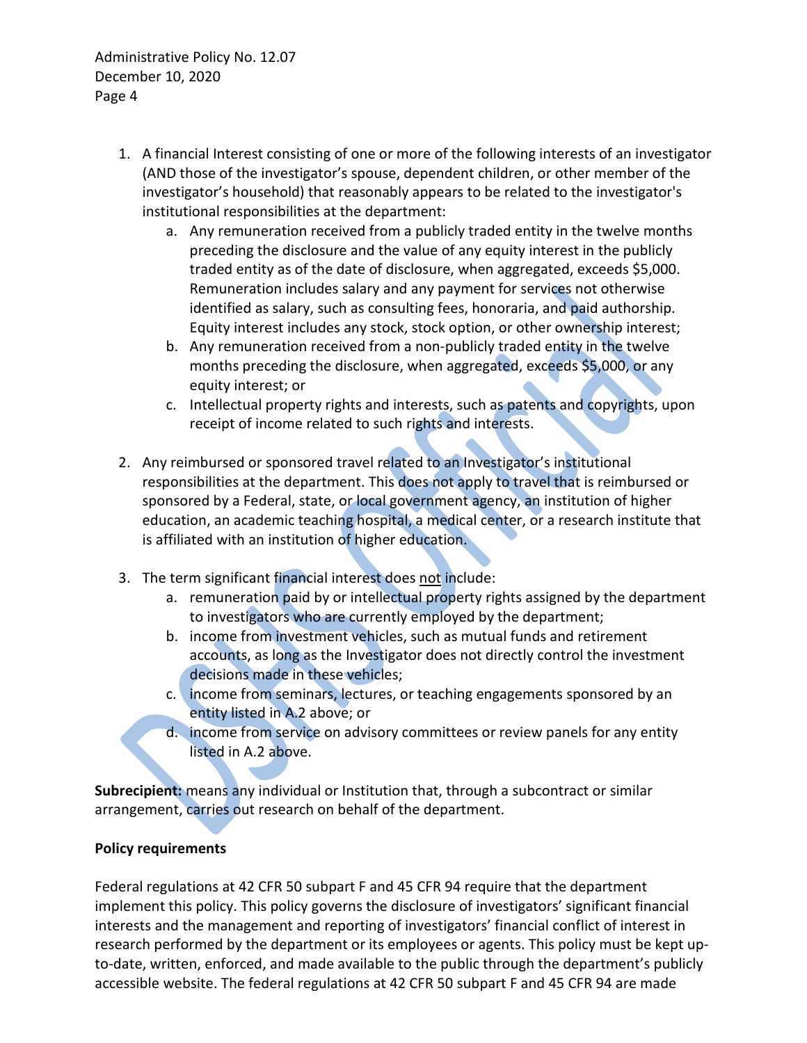1. A financial Interest consisting of one or more of the following interests of an investigator (AND those of the investigator's spouse, dependent children, or other member of the investigator's household) that reasonably appears to be related to the investigator's institutional responsibilities at the department:
   a. Any remuneration received from a publicly traded entity in the twelve months preceding the disclosure and the value of any equity interest in the publicly traded entity as of the date of disclosure, when aggregated, exceeds $5,000. Remuneration includes salary and any payment for services not otherwise identified as salary, such as consulting fees, honoraria, and paid authorship. Equity interest includes any stock, stock option, or other ownership interest;
   b. Any remuneration received from a non-publicly traded entity in the twelve months preceding the disclosure, when aggregated, exceeds $5,000, or any equity interest; or
   c. Intellectual property rights and interests, such as patents and copyrights, upon receipt of income related to such rights and interests.

2. Any reimbursed or sponsored travel related to an Investigator's institutional responsibilities at the department. This does not apply to travel that is reimbursed or sponsored by a Federal, state, or local government agency, an institution of higher education, an academic teaching hospital, a medical center, or a research institute that is affiliated with an institution of higher education.

3. The term significant financial interest does not include:
   a. remuneration paid by or intellectual property rights assigned by the department to investigators who are currently employed by the department;
   b. income from investment vehicles, such as mutual funds and retirement accounts, as long as the Investigator does not directly control the investment decisions made in these vehicles;
   c. income from seminars, lectures, or teaching engagements sponsored by an entity listed in A.2 above; or
   d. income from service on advisory committees or review panels for any entity listed in A.2 above.

**Subrecipient:** means any individual or Institution that, through a subcontract or similar arrangement, carries out research on behalf of the department.

**Policy requirements**

Federal regulations at 42 CFR 50 subpart F and 45 CFR 94 require that the department implement this policy. This policy governs the disclosure of investigators' significant financial interests and the management and reporting of investigators' financial conflict of interest in research performed by the department or its employees or agents. This policy must be kept up-to-date, written, enforced, and made available to the public through the department's publicly accessible website. The federal regulations at 42 CFR 50 subpart F and 45 CFR 94 are made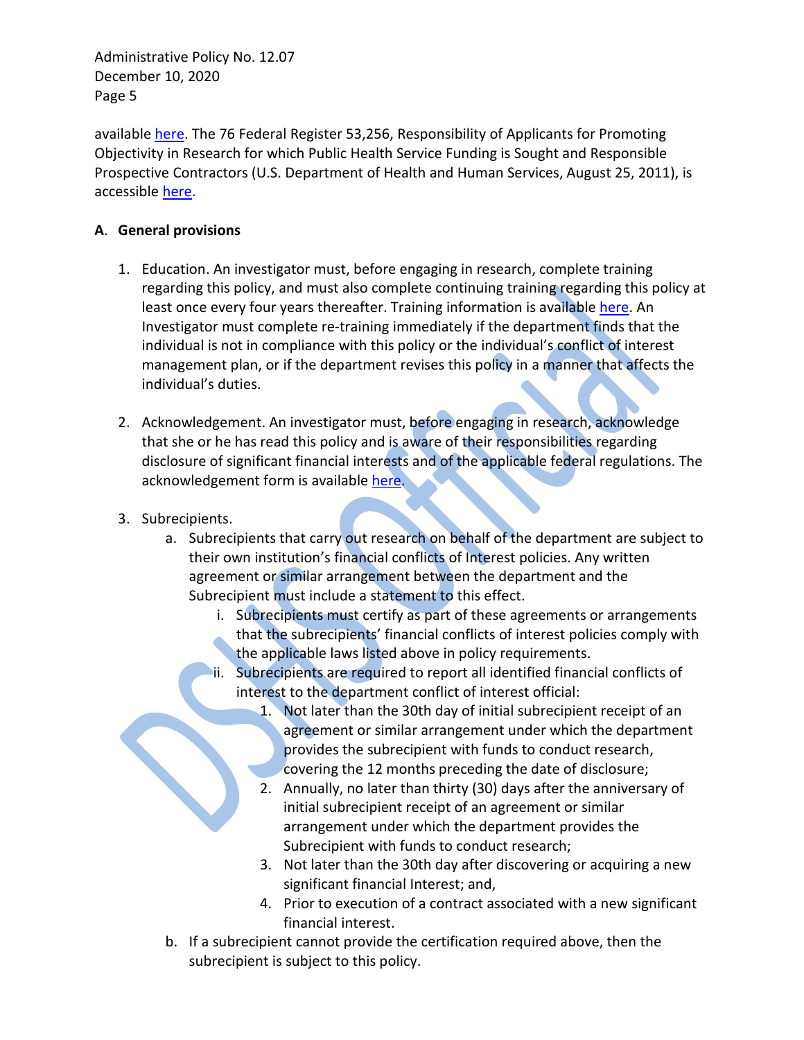available here. The 76 Federal Register 53,256, Responsibility of Applicants for Promoting Objectivity in Research for which Public Health Service Funding is Sought and Responsible Prospective Contractors (U.S. Department of Health and Human Services, August 25, 2011), is accessible here.

**A. General provisions**

1. Education. An investigator must, before engaging in research, complete training regarding this policy, and must also complete continuing training regarding this policy at least once every four years thereafter. Training information is available here. An Investigator must complete re-training immediately if the department finds that the individual is not in compliance with this policy or the individual's conflict of interest management plan, or if the department revises this policy in a manner that affects the individual's duties.

2. Acknowledgement. An investigator must, before engaging in research, acknowledge that she or he has read this policy and is aware of their responsibilities regarding disclosure of significant financial interests and of the applicable federal regulations. The acknowledgement form is available here.

3. Subrecipients.
   a. Subrecipients that carry out research on behalf of the department are subject to their own institution's financial conflicts of Interest policies. Any written agreement or similar arrangement between the department and the Subrecipient must include a statement to this effect.
      i. Subrecipients must certify as part of these agreements or arrangements that the subrecipients' financial conflicts of interest policies comply with the applicable laws listed above in policy requirements.
      ii. Subrecipients are required to report all identified financial conflicts of interest to the department conflict of interest official:
         1. Not later than the 30th day of initial subrecipient receipt of an agreement or similar arrangement under which the department provides the subrecipient with funds to conduct research, covering the 12 months preceding the date of disclosure;
         2. Annually, no later than thirty (30) days after the anniversary of initial subrecipient receipt of an agreement or similar arrangement under which the department provides the Subrecipient with funds to conduct research;
         3. Not later than the 30th day after discovering or acquiring a new significant financial Interest; and,
         4. Prior to execution of a contract associated with a new significant financial interest.
   b. If a subrecipient cannot provide the certification required above, then the subrecipient is subject to this policy.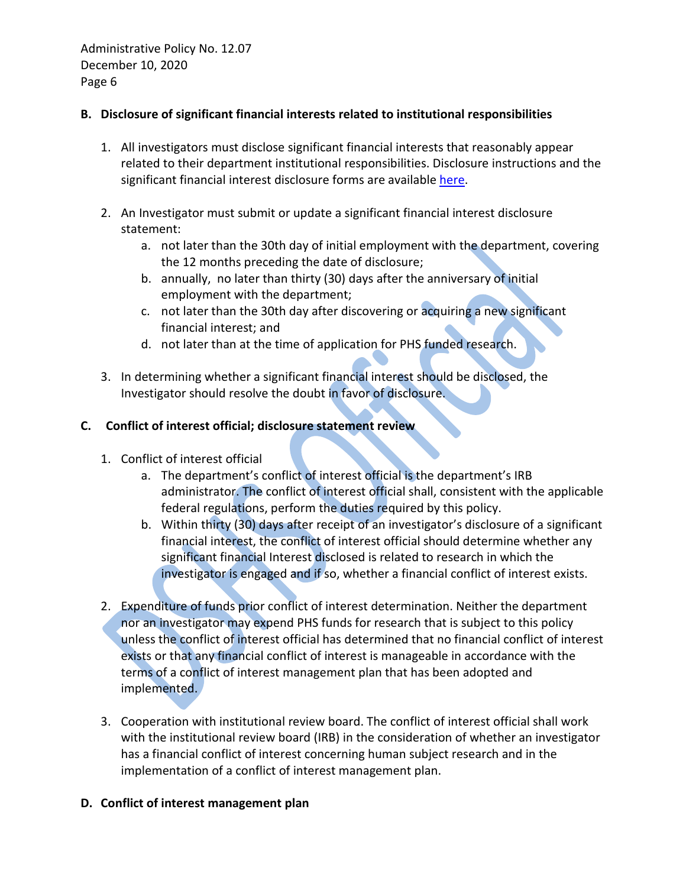**B. Disclosure of significant financial interests related to institutional responsibilities**

1. All investigators must disclose significant financial interests that reasonably appear related to their department institutional responsibilities. Disclosure instructions and the significant financial interest disclosure forms are available here.

2. An Investigator must submit or update a significant financial interest disclosure statement:
   a. not later than the 30th day of initial employment with the department, covering the 12 months preceding the date of disclosure;
   b. annually, no later than thirty (30) days after the anniversary of initial employment with the department;
   c. not later than the 30th day after discovering or acquiring a new significant financial interest; and
   d. not later than at the time of application for PHS funded research.

3. In determining whether a significant financial interest should be disclosed, the Investigator should resolve the doubt in favor of disclosure.

**C. Conflict of interest official; disclosure statement review**

1. Conflict of interest official
   a. The department's conflict of interest official is the department's IRB administrator. The conflict of interest official shall, consistent with the applicable federal regulations, perform the duties required by this policy.
   b. Within thirty (30) days after receipt of an investigator's disclosure of a significant financial interest, the conflict of interest official should determine whether any significant financial Interest disclosed is related to research in which the investigator is engaged and if so, whether a financial conflict of interest exists.

2. Expenditure of funds prior conflict of interest determination. Neither the department nor an investigator may expend PHS funds for research that is subject to this policy unless the conflict of interest official has determined that no financial conflict of interest exists or that any financial conflict of interest is manageable in accordance with the terms of a conflict of interest management plan that has been adopted and implemented.

3. Cooperation with institutional review board. The conflict of interest official shall work with the institutional review board (IRB) in the consideration of whether an investigator has a financial conflict of interest concerning human subject research and in the implementation of a conflict of interest management plan.

**D. Conflict of interest management plan**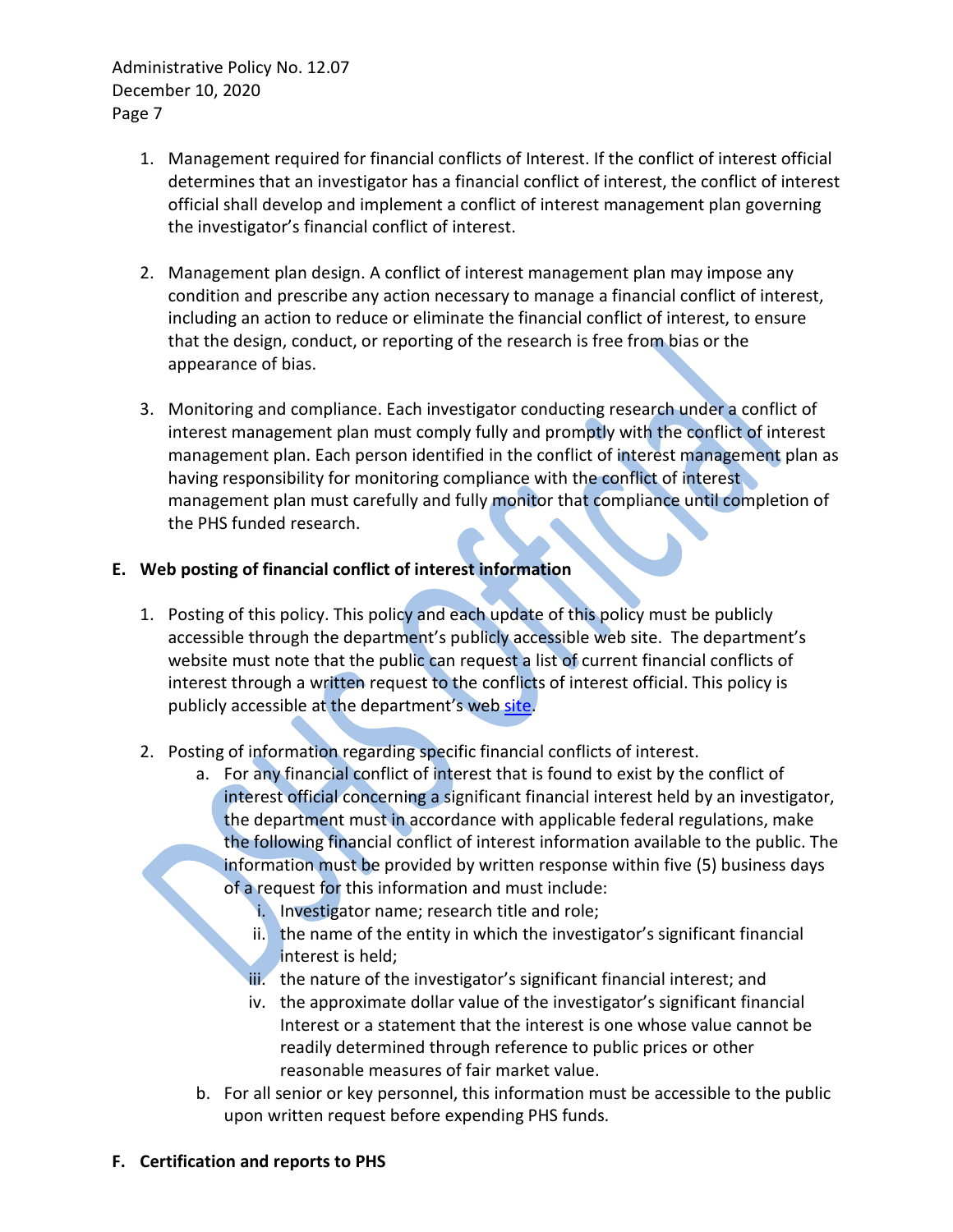1. Management required for financial conflicts of Interest. If the conflict of interest official determines that an investigator has a financial conflict of interest, the conflict of interest official shall develop and implement a conflict of interest management plan governing the investigator's financial conflict of interest.

2. Management plan design. A conflict of interest management plan may impose any condition and prescribe any action necessary to manage a financial conflict of interest, including an action to reduce or eliminate the financial conflict of interest, to ensure that the design, conduct, or reporting of the research is free from bias or the appearance of bias.

3. Monitoring and compliance. Each investigator conducting research under a conflict of interest management plan must comply fully and promptly with the conflict of interest management plan. Each person identified in the conflict of interest management plan as having responsibility for monitoring compliance with the conflict of interest management plan must carefully and fully monitor that compliance until completion of the PHS funded research.

**E. Web posting of financial conflict of interest information**

1. Posting of this policy. This policy and each update of this policy must be publicly accessible through the department's publicly accessible web site. The department's website must note that the public can request a list of current financial conflicts of interest through a written request to the conflicts of interest official. This policy is publicly accessible at the department's web site.

2. Posting of information regarding specific financial conflicts of interest.
   a. For any financial conflict of interest that is found to exist by the conflict of interest official concerning a significant financial interest held by an investigator, the department must in accordance with applicable federal regulations, make the following financial conflict of interest information available to the public. The information must be provided by written response within five (5) business days of a request for this information and must include:
      i. Investigator name; research title and role;
      ii. the name of the entity in which the investigator's significant financial interest is held;
      iii. the nature of the investigator's significant financial interest; and
      iv. the approximate dollar value of the investigator's significant financial Interest or a statement that the interest is one whose value cannot be readily determined through reference to public prices or other reasonable measures of fair market value.
   b. For all senior or key personnel, this information must be accessible to the public upon written request before expending PHS funds.

**F. Certification and reports to PHS**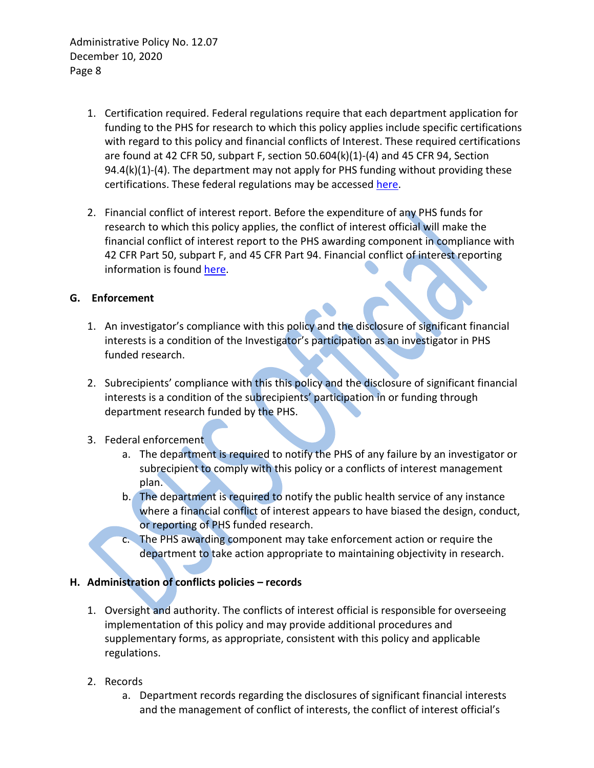1. Certification required. Federal regulations require that each department application for funding to the PHS for research to which this policy applies include specific certifications with regard to this policy and financial conflicts of Interest. These required certifications are found at 42 CFR 50, subpart F, section 50.604(k)(1)-(4) and 45 CFR 94, Section 94.4(k)(1)-(4). The department may not apply for PHS funding without providing these certifications. These federal regulations may be accessed here.

2. Financial conflict of interest report. Before the expenditure of any PHS funds for research to which this policy applies, the conflict of interest official will make the financial conflict of interest report to the PHS awarding component in compliance with 42 CFR Part 50, subpart F, and 45 CFR Part 94. Financial conflict of interest reporting information is found here.

**G. Enforcement**

1. An investigator's compliance with this policy and the disclosure of significant financial interests is a condition of the Investigator's participation as an investigator in PHS funded research.

2. Subrecipients' compliance with this this policy and the disclosure of significant financial interests is a condition of the subrecipients' participation in or funding through department research funded by the PHS.

3. Federal enforcement
   a. The department is required to notify the PHS of any failure by an investigator or subrecipient to comply with this policy or a conflicts of interest management plan.
   b. The department is required to notify the public health service of any instance where a financial conflict of interest appears to have biased the design, conduct, or reporting of PHS funded research.
   c. The PHS awarding component may take enforcement action or require the department to take action appropriate to maintaining objectivity in research.

**H. Administration of conflicts policies – records**

1. Oversight and authority. The conflicts of interest official is responsible for overseeing implementation of this policy and may provide additional procedures and supplementary forms, as appropriate, consistent with this policy and applicable regulations.

2. Records
   a. Department records regarding the disclosures of significant financial interests and the management of conflict of interests, the conflict of interest official's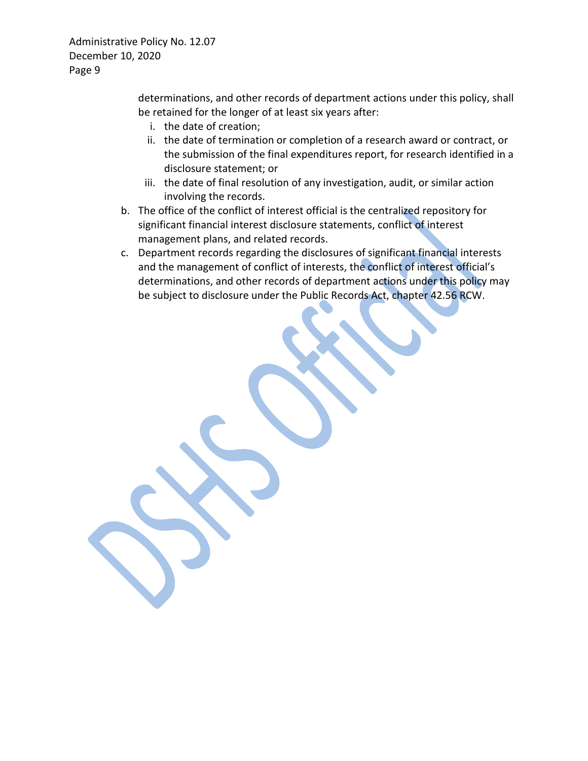determinations, and other records of department actions under this policy, shall be retained for the longer of at least six years after:

i. the date of creation;
ii. the date of termination or completion of a research award or contract, or the submission of the final expenditures report, for research identified in a disclosure statement; or
iii. the date of final resolution of any investigation, audit, or similar action involving the records.

b. The office of the conflict of interest official is the centralized repository for significant financial interest disclosure statements, conflict of interest management plans, and related records.

c. Department records regarding the disclosures of significant financial interests and the management of conflict of interests, the conflict of interest official's determinations, and other records of department actions under this policy may be subject to disclosure under the Public Records Act, chapter 42.56 RCW.